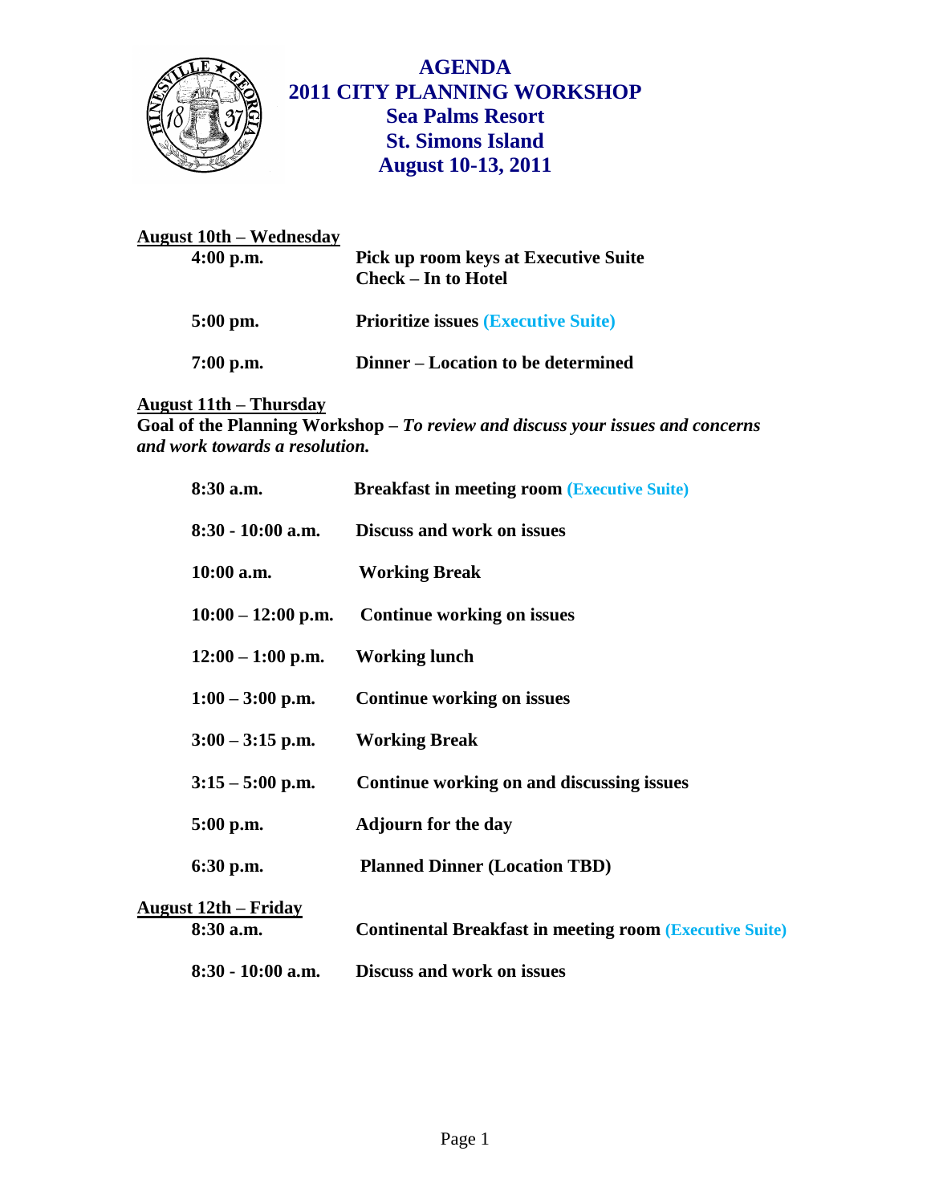# AGENDA
## 2011 CITY PLANNING WORKSHOP
## Sea Palms Resort
## St. Simons Island
## August 10-13, 2011

**August 10th – Wednesday**

| | |
|---|---|
| **4:00 p.m.** | **Pick up room keys at Executive Suite Check – In to Hotel** |
| **5:00 pm.** | **Prioritize issues (Executive Suite)** |
| **7:00 p.m.** | **Dinner – Location to be determined** |

**August 11th – Thursday**

**Goal of the Planning Workshop** – ***To review and discuss your issues and concerns and work towards a resolution.***

| | |
|---|---|
| **8:30 a.m.** | **Breakfast in meeting room (Executive Suite)** |
| **8:30 - 10:00 a.m.** | **Discuss and work on issues** |
| **10:00 a.m.** | **Working Break** |
| **10:00 – 12:00 p.m.** | **Continue working on issues** |
| **12:00 – 1:00 p.m.** | **Working lunch** |
| **1:00 – 3:00 p.m.** | **Continue working on issues** |
| **3:00 – 3:15 p.m.** | **Working Break** |
| **3:15 – 5:00 p.m.** | **Continue working on and discussing issues** |
| **5:00 p.m.** | **Adjourn for the day** |
| **6:30 p.m.** | **Planned Dinner (Location TBD)** |

**August 12th – Friday**

| | |
|---|---|
| **8:30 a.m.** | **Continental Breakfast in meeting room (Executive Suite)** |
| **8:30 - 10:00 a.m.** | **Discuss and work on issues** |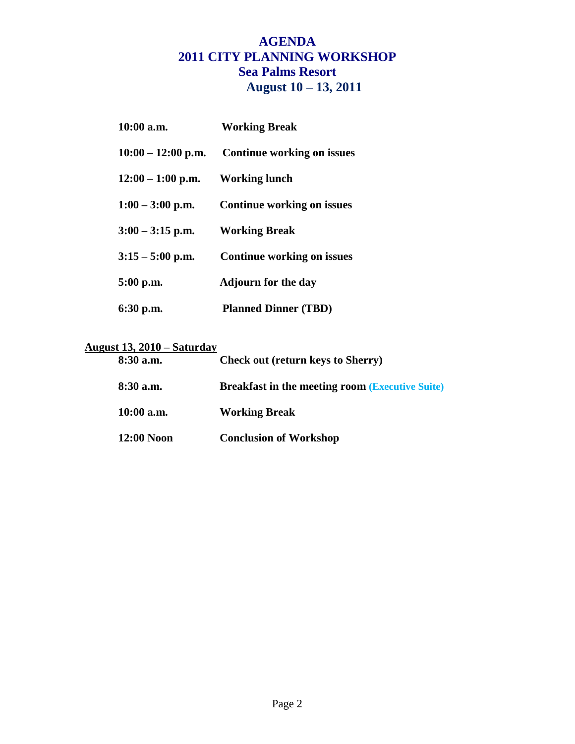# AGENDA
# 2011 CITY PLANNING WORKSHOP
## Sea Palms Resort
## August 10 – 13, 2011

| | |
|---|---|
| **10:00 a.m.** | **Working Break** |
| **10:00 – 12:00 p.m.** | **Continue working on issues** |
| **12:00 – 1:00 p.m.** | **Working lunch** |
| **1:00 – 3:00 p.m.** | **Continue working on issues** |
| **3:00 – 3:15 p.m.** | **Working Break** |
| **3:15 – 5:00 p.m.** | **Continue working on issues** |
| **5:00 p.m.** | **Adjourn for the day** |
| **6:30 p.m.** | **Planned Dinner (TBD)** |

**August 13, 2010 – Saturday**

| | |
|---|---|
| **8:30 a.m.** | **Check out (return keys to Sherry)** |
| **8:30 a.m.** | **Breakfast in the meeting room (Executive Suite)** |
| **10:00 a.m.** | **Working Break** |
| **12:00 Noon** | **Conclusion of Workshop** |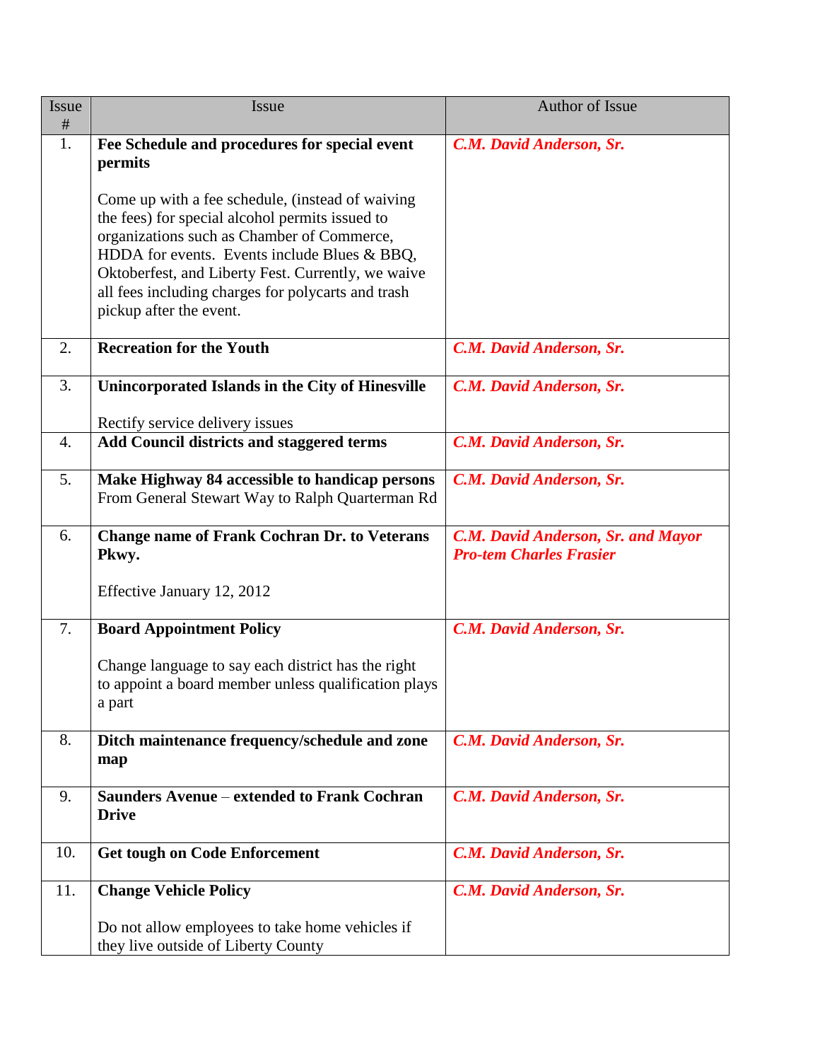| Issue # | Issue | Author of Issue |
| --- | --- | --- |
| 1. | **Fee Schedule and procedures for special event permits**<br><br>Come up with a fee schedule, (instead of waiving the fees) for special alcohol permits issued to organizations such as Chamber of Commerce, HDDA for events. Events include Blues & BBQ, Oktoberfest, and Liberty Fest. Currently, we waive all fees including charges for polycarts and trash pickup after the event. | ***C.M. David Anderson, Sr.*** |
| 2. | **Recreation for the Youth** | ***C.M. David Anderson, Sr.*** |
| 3. | **Unincorporated Islands in the City of Hinesville**<br><br>Rectify service delivery issues | ***C.M. David Anderson, Sr.*** |
| 4. | **Add Council districts and staggered terms** | ***C.M. David Anderson, Sr.*** |
| 5. | **Make Highway 84 accessible to handicap persons** From General Stewart Way to Ralph Quarterman Rd | ***C.M. David Anderson, Sr.*** |
| 6. | **Change name of Frank Cochran Dr. to Veterans Pkwy.**<br><br>Effective January 12, 2012 | ***C.M. David Anderson, Sr. and Mayor Pro-tem Charles Frasier*** |
| 7. | **Board Appointment Policy**<br><br>Change language to say each district has the right to appoint a board member unless qualification plays a part | ***C.M. David Anderson, Sr.*** |
| 8. | **Ditch maintenance frequency/schedule and zone map** | ***C.M. David Anderson, Sr.*** |
| 9. | **Saunders Avenue** – **extended to Frank Cochran Drive** | ***C.M. David Anderson, Sr.*** |
| 10. | **Get tough on Code Enforcement** | ***C.M. David Anderson, Sr.*** |
| 11. | **Change Vehicle Policy**<br><br>Do not allow employees to take home vehicles if they live outside of Liberty County | ***C.M. David Anderson, Sr.*** |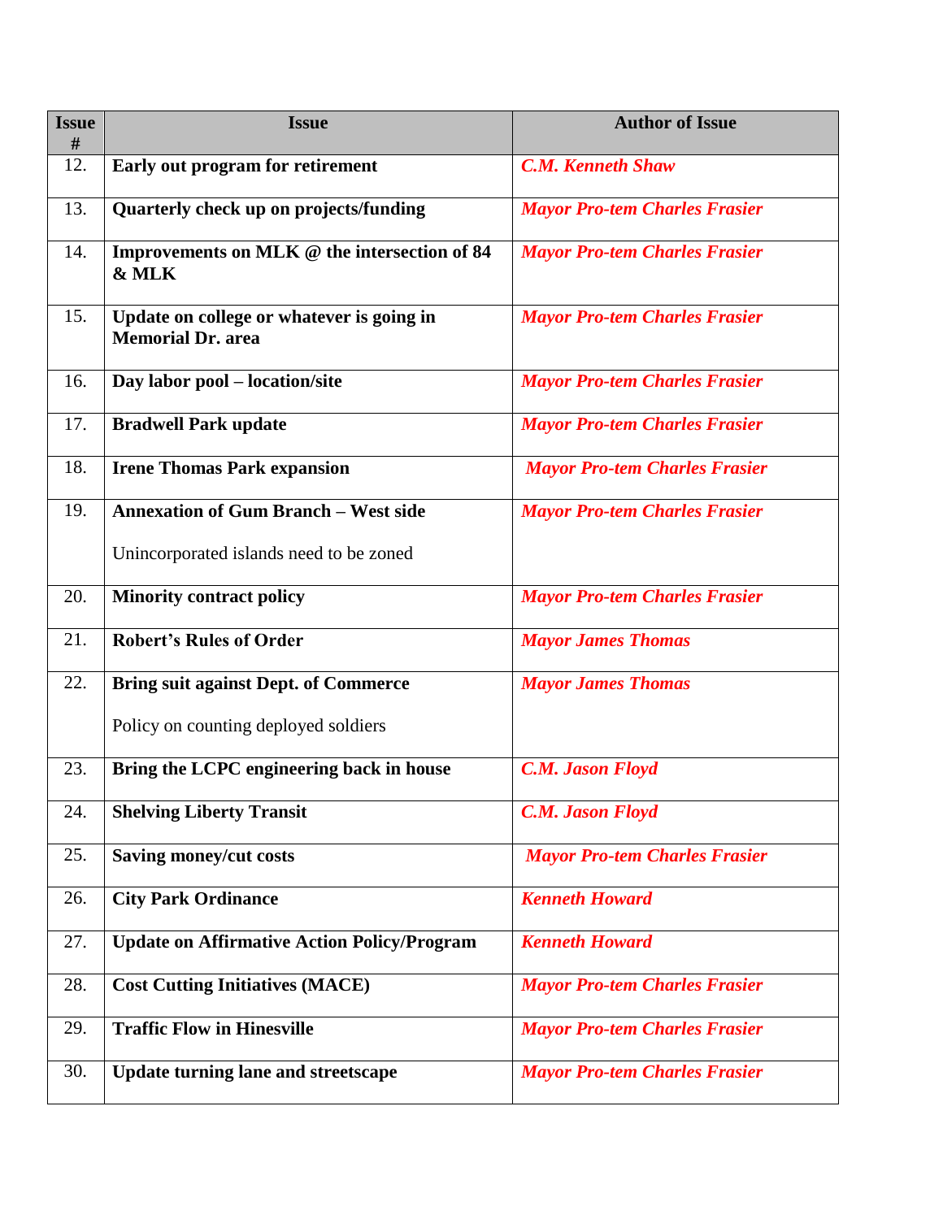| Issue # | Issue | Author of Issue |
|---|---|---|
| 12. | **Early out program for retirement** | ***C.M. Kenneth Shaw*** |
| 13. | **Quarterly check up on projects/funding** | ***Mayor Pro-tem Charles Frasier*** |
| 14. | **Improvements on MLK @ the intersection of 84 & MLK** | ***Mayor Pro-tem Charles Frasier*** |
| 15. | **Update on college or whatever is going in Memorial Dr. area** | ***Mayor Pro-tem Charles Frasier*** |
| 16. | **Day labor pool – location/site** | ***Mayor Pro-tem Charles Frasier*** |
| 17. | **Bradwell Park update** | ***Mayor Pro-tem Charles Frasier*** |
| 18. | **Irene Thomas Park expansion** | ***Mayor Pro-tem Charles Frasier*** |
| 19. | **Annexation of Gum Branch – West side**<br><br>Unincorporated islands need to be zoned | ***Mayor Pro-tem Charles Frasier*** |
| 20. | **Minority contract policy** | ***Mayor Pro-tem Charles Frasier*** |
| 21. | **Robert's Rules of Order** | ***Mayor James Thomas*** |
| 22. | **Bring suit against Dept. of Commerce**<br><br>Policy on counting deployed soldiers | ***Mayor James Thomas*** |
| 23. | **Bring the LCPC engineering back in house** | ***C.M. Jason Floyd*** |
| 24. | **Shelving Liberty Transit** | ***C.M. Jason Floyd*** |
| 25. | **Saving money/cut costs** | ***Mayor Pro-tem Charles Frasier*** |
| 26. | **City Park Ordinance** | ***Kenneth Howard*** |
| 27. | **Update on Affirmative Action Policy/Program** | ***Kenneth Howard*** |
| 28. | **Cost Cutting Initiatives (MACE)** | ***Mayor Pro-tem Charles Frasier*** |
| 29. | **Traffic Flow in Hinesville** | ***Mayor Pro-tem Charles Frasier*** |
| 30. | **Update turning lane and streetscape** | ***Mayor Pro-tem Charles Frasier*** |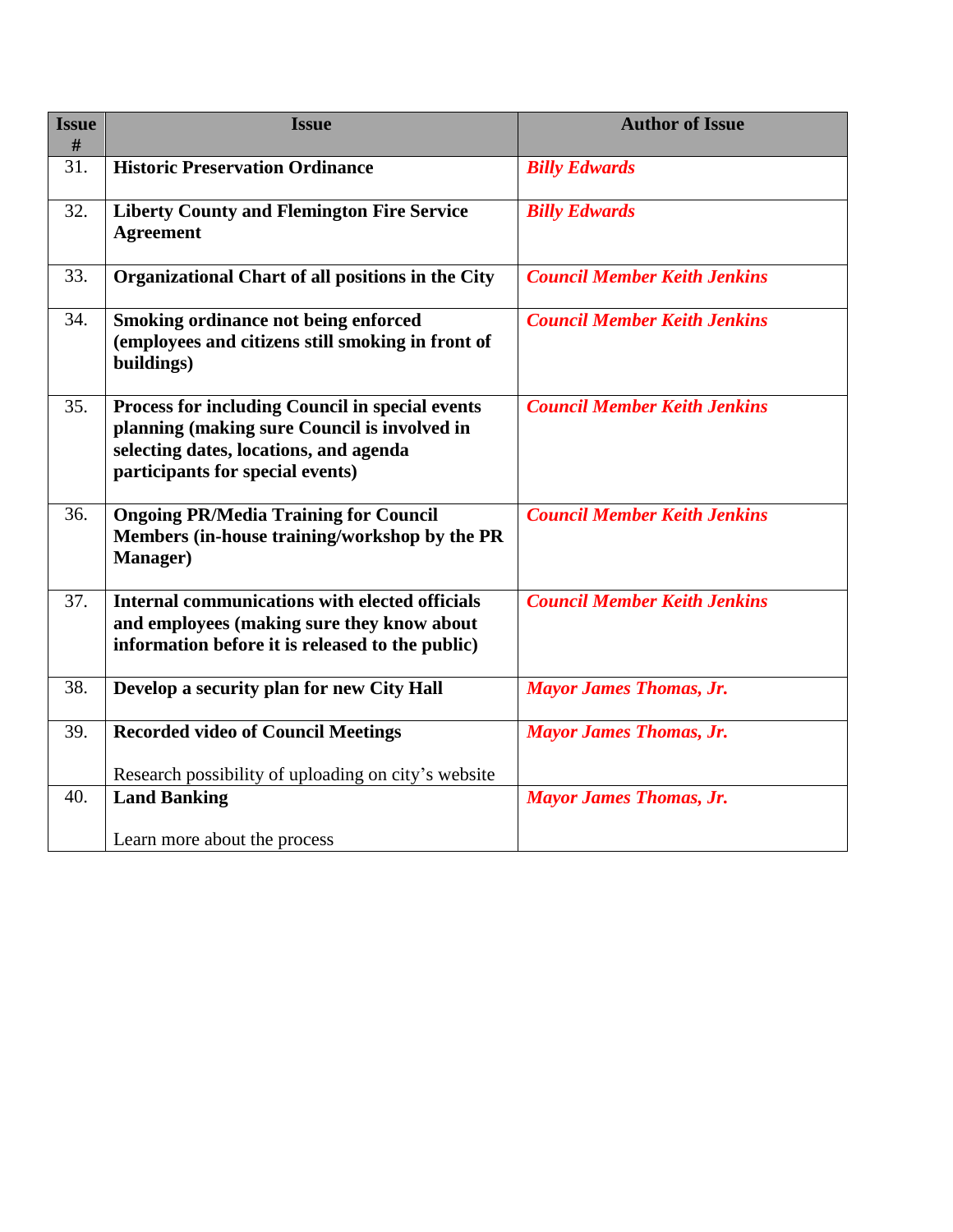| Issue # | Issue | Author of Issue |
|---|---|---|
| 31. | **Historic Preservation Ordinance** | ***Billy Edwards*** |
| 32. | **Liberty County and Flemington Fire Service Agreement** | ***Billy Edwards*** |
| 33. | **Organizational Chart of all positions in the City** | ***Council Member Keith Jenkins*** |
| 34. | **Smoking ordinance not being enforced (employees and citizens still smoking in front of buildings)** | ***Council Member Keith Jenkins*** |
| 35. | **Process for including Council in special events planning (making sure Council is involved in selecting dates, locations, and agenda participants for special events)** | ***Council Member Keith Jenkins*** |
| 36. | **Ongoing PR/Media Training for Council Members (in-house training/workshop by the PR Manager)** | ***Council Member Keith Jenkins*** |
| 37. | **Internal communications with elected officials and employees (making sure they know about information before it is released to the public)** | ***Council Member Keith Jenkins*** |
| 38. | **Develop a security plan for new City Hall** | ***Mayor James Thomas, Jr.*** |
| 39. | **Recorded video of Council Meetings**<br><br>Research possibility of uploading on city's website | ***Mayor James Thomas, Jr.*** |
| 40. | **Land Banking**<br><br>Learn more about the process | ***Mayor James Thomas, Jr.*** |